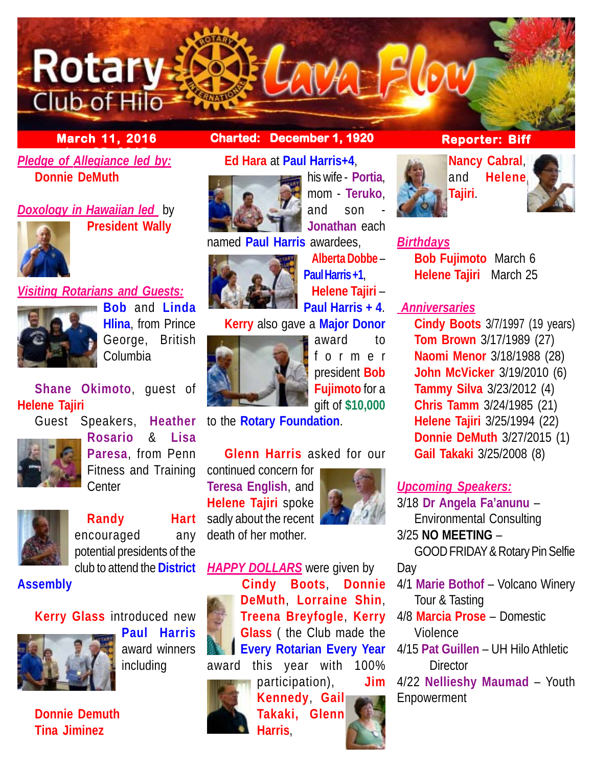# Rotary Club of Hilo — Lava Flow

**March 11, 2016** | **Charted: December 1, 1920** | **Reporter: Biff**

*Pledge of Allegiance led by:*
**Donnie DeMuth**

*Doxology in Hawaiian led* by
**President Wally**

*Visiting Rotarians and Guests:*
**Bob** and **Linda Hlina**, from Prince George, British Columbia

**Shane Okimoto**, guest of **Helene Tajiri**

Guest Speakers, **Heather Rosario** & **Lisa Paresa**, from Penn Fitness and Training Center

**Randy Hart** encouraged any potential presidents of the club to attend the **District Assembly**

**Kerry Glass** introduced new **Paul Harris** award winners including

**Donnie Demuth**
**Tina Jiminez**

**Ed Hara** at **Paul Harris+4**, his wife - **Portia**, mom - **Teruko**, and son - **Jonathan** each named **Paul Harris** awardees,

**Alberta Dobbe** – **Paul Harris +1**,
**Helene Tajiri** – **Paul Harris + 4**.

**Kerry** also gave a **Major Donor** award to former president **Bob Fujimoto** for a gift of **$10,000** to the **Rotary Foundation**.

**Glenn Harris** asked for our continued concern for **Teresa English**, and **Helene Tajiri** spoke sadly about the recent death of her mother.

*HAPPY DOLLARS* were given by **Cindy Boots**, **Donnie DeMuth**, **Lorraine Shin**, **Treena Breyfogle**, **Kerry Glass** ( the Club made the **Every Rotarian Every Year** award this year with 100% participation), **Jim Kennedy**, **Gail Takaki**, **Glenn Harris**, **Nancy Cabral**, and **Helene Tajiri**.

*Birthdays*
**Bob Fujimoto** March 6
**Helene Tajiri** March 25

*Anniversaries*
**Cindy Boots** 3/7/1997 (19 years)
**Tom Brown** 3/17/1989 (27)
**Naomi Menor** 3/18/1988 (28)
**John McVicker** 3/19/2010 (6)
**Tammy Silva** 3/23/2012 (4)
**Chris Tamm** 3/24/1985 (21)
**Helene Tajiri** 3/25/1994 (22)
**Donnie DeMuth** 3/27/2015 (1)
**Gail Takaki** 3/25/2008 (8)

*Upcoming Speakers:*
3/18 **Dr Angela Fa'anunu** – Environmental Consulting
3/25 **NO MEETING** – GOOD FRIDAY & Rotary Pin Selfie Day
4/1 **Marie Bothof** – Volcano Winery Tour & Tasting
4/8 **Marcia Prose** – Domestic Violence
4/15 **Pat Guillen** – UH Hilo Athletic Director
4/22 **Nellieshy Maumad** – Youth Empowerment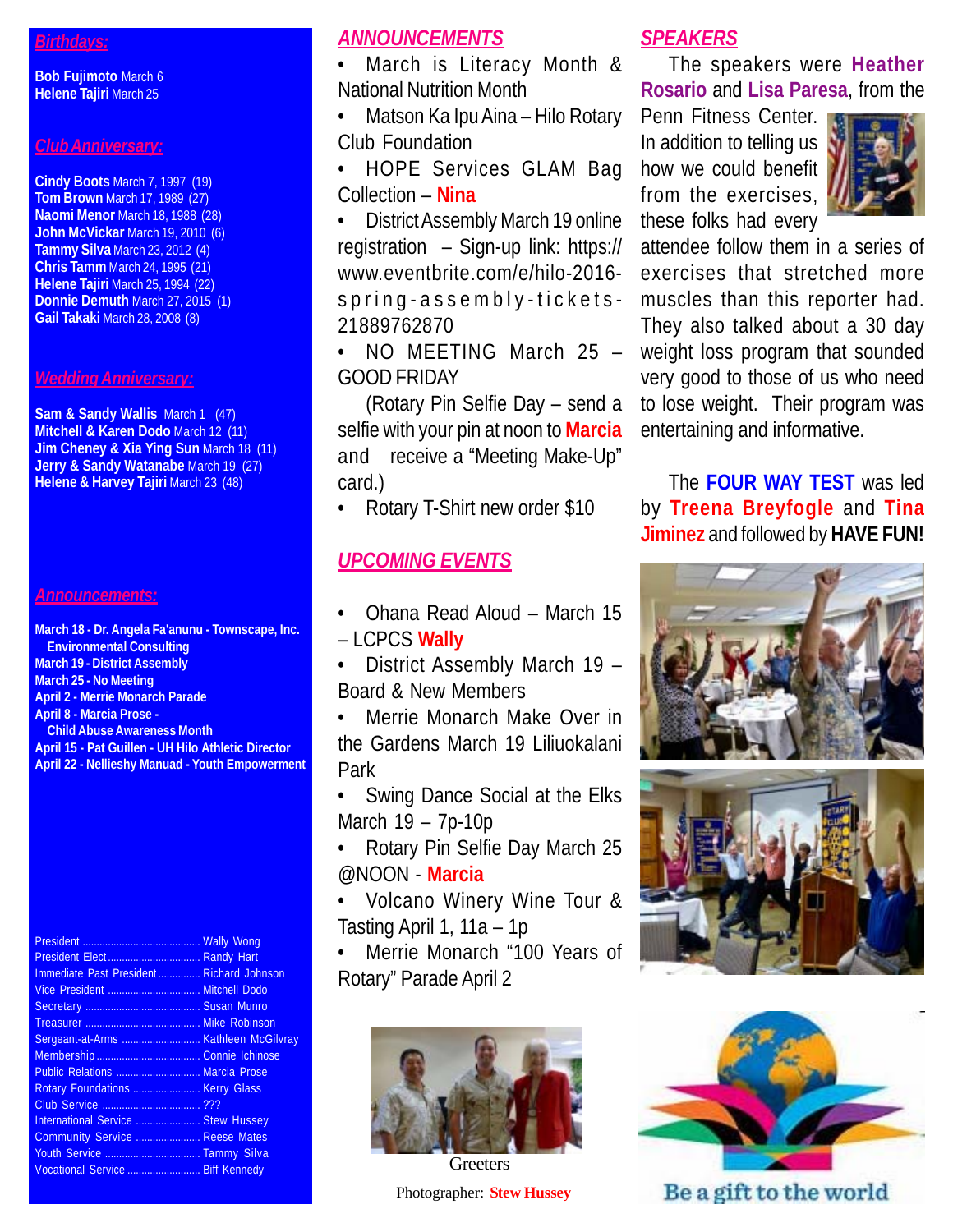## *Birthdays:*

**Bob Fujimoto** March 6
**Helene Tajiri** March 25

## *Club Anniversary:*

**Cindy Boots** March 7, 1997 (19)
**Tom Brown** March 17, 1989 (27)
**Naomi Menor** March 18, 1988 (28)
**John McVickar** March 19, 2010 (6)
**Tammy Silva** March 23, 2012 (4)
**Chris Tamm** March 24, 1995 (21)
**Helene Tajiri** March 25, 1994 (22)
**Donnie Demuth** March 27, 2015 (1)
**Gail Takaki** March 28, 2008 (8)

## *Wedding Anniversary:*

**Sam & Sandy Wallis** March 1 (47)
**Mitchell & Karen Dodo** March 12 (11)
**Jim Cheney & Xia Ying Sun** March 18 (11)
**Jerry & Sandy Watanabe** March 19 (27)
**Helene & Harvey Tajiri** March 23 (48)

## *Announcements:*

**March 18 - Dr. Angela Fa'anunu - Townscape, Inc. Environmental Consulting**
**March 19 - District Assembly**
**March 25 - No Meeting**
**April 2 - Merrie Monarch Parade**
**April 8 - Marcia Prose - Child Abuse Awareness Month**
**April 15 - Pat Guillen - UH Hilo Athletic Director**
**April 22 - Nellieshy Manuad - Youth Empowerment**

| | |
|---|---|
| President | Wally Wong |
| President Elect | Randy Hart |
| Immediate Past President | Richard Johnson |
| Vice President | Mitchell Dodo |
| Secretary | Susan Munro |
| Treasurer | Mike Robinson |
| Sergeant-at-Arms | Kathleen McGilvray |
| Membership | Connie Ichinose |
| Public Relations | Marcia Prose |
| Rotary Foundations | Kerry Glass |
| Club Service | ??? |
| International Service | Stew Hussey |
| Community Service | Reese Mates |
| Youth Service | Tammy Silva |
| Vocational Service | Biff Kennedy |

## *ANNOUNCEMENTS*

- March is Literacy Month & National Nutrition Month
- Matson Ka Ipu Aina – Hilo Rotary Club Foundation
- HOPE Services GLAM Bag Collection – **Nina**
- District Assembly March 19 online registration – Sign-up link: https://www.eventbrite.com/e/hilo-2016-spring-assembly-tickets-21889762870
- NO MEETING March 25 – GOOD FRIDAY

(Rotary Pin Selfie Day – send a selfie with your pin at noon to **Marcia** and receive a "Meeting Make-Up" card.)

- Rotary T-Shirt new order $10

## *UPCOMING EVENTS*

- Ohana Read Aloud – March 15 – LCPCS **Wally**
- District Assembly March 19 – Board & New Members
- Merrie Monarch Make Over in the Gardens March 19 Liliuokalani Park
- Swing Dance Social at the Elks March 19 – 7p-10p
- Rotary Pin Selfie Day March 25 @NOON - **Marcia**
- Volcano Winery Wine Tour & Tasting April 1, 11a – 1p
- Merrie Monarch "100 Years of Rotary" Parade April 2

Greeters

Photographer: **Stew Hussey**

## *SPEAKERS*

The speakers were **Heather Rosario** and **Lisa Paresa**, from the Penn Fitness Center. In addition to telling us how we could benefit from the exercises, these folks had every attendee follow them in a series of exercises that stretched more muscles than this reporter had. They also talked about a 30 day weight loss program that sounded very good to those of us who need to lose weight. Their program was entertaining and informative.

The **FOUR WAY TEST** was led by **Treena Breyfogle** and **Tina Jiminez** and followed by **HAVE FUN!**

Be a gift to the world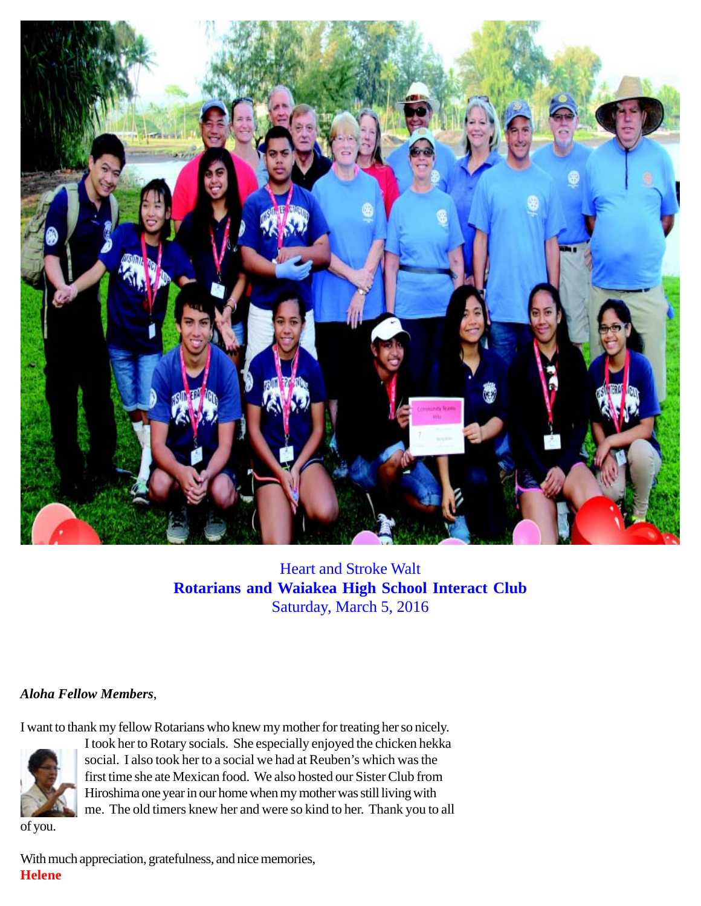Heart and Stroke Walt

**Rotarians and Waiakea High School Interact Club**

Saturday, March 5, 2016

***Aloha Fellow Members***,

I want to thank my fellow Rotarians who knew my mother for treating her so nicely. I took her to Rotary socials. She especially enjoyed the chicken hekka social. I also took her to a social we had at Reuben's which was the first time she ate Mexican food. We also hosted our Sister Club from Hiroshima one year in our home when my mother was still living with me. The old timers knew her and were so kind to her. Thank you to all of you.

With much appreciation, gratefulness, and nice memories,

**Helene**